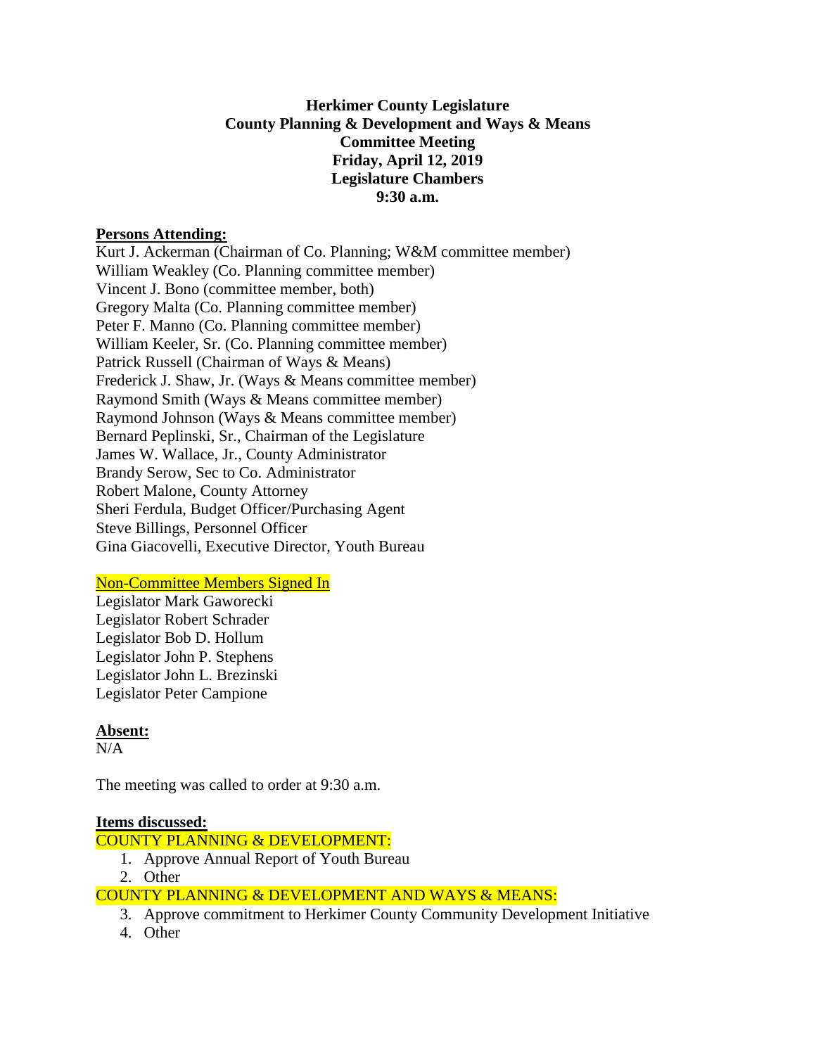**Herkimer County Legislature**
**County Planning & Development and Ways & Means**
**Committee Meeting**
**Friday, April 12, 2019**
**Legislature Chambers**
**9:30 a.m.**

**Persons Attending:**

Kurt J. Ackerman (Chairman of Co. Planning; W&M committee member)
William Weakley (Co. Planning committee member)
Vincent J. Bono (committee member, both)
Gregory Malta (Co. Planning committee member)
Peter F. Manno (Co. Planning committee member)
William Keeler, Sr. (Co. Planning committee member)
Patrick Russell (Chairman of Ways & Means)
Frederick J. Shaw, Jr. (Ways & Means committee member)
Raymond Smith (Ways & Means committee member)
Raymond Johnson (Ways & Means committee member)
Bernard Peplinski, Sr., Chairman of the Legislature
James W. Wallace, Jr., County Administrator
Brandy Serow, Sec to Co. Administrator
Robert Malone, County Attorney
Sheri Ferdula, Budget Officer/Purchasing Agent
Steve Billings, Personnel Officer
Gina Giacovelli, Executive Director, Youth Bureau

Non-Committee Members Signed In

Legislator Mark Gaworecki
Legislator Robert Schrader
Legislator Bob D. Hollum
Legislator John P. Stephens
Legislator John L. Brezinski
Legislator Peter Campione

**Absent:**

N/A

The meeting was called to order at 9:30 a.m.

**Items discussed:**

COUNTY PLANNING & DEVELOPMENT:

1. Approve Annual Report of Youth Bureau
2. Other

COUNTY PLANNING & DEVELOPMENT AND WAYS & MEANS:

3. Approve commitment to Herkimer County Community Development Initiative
4. Other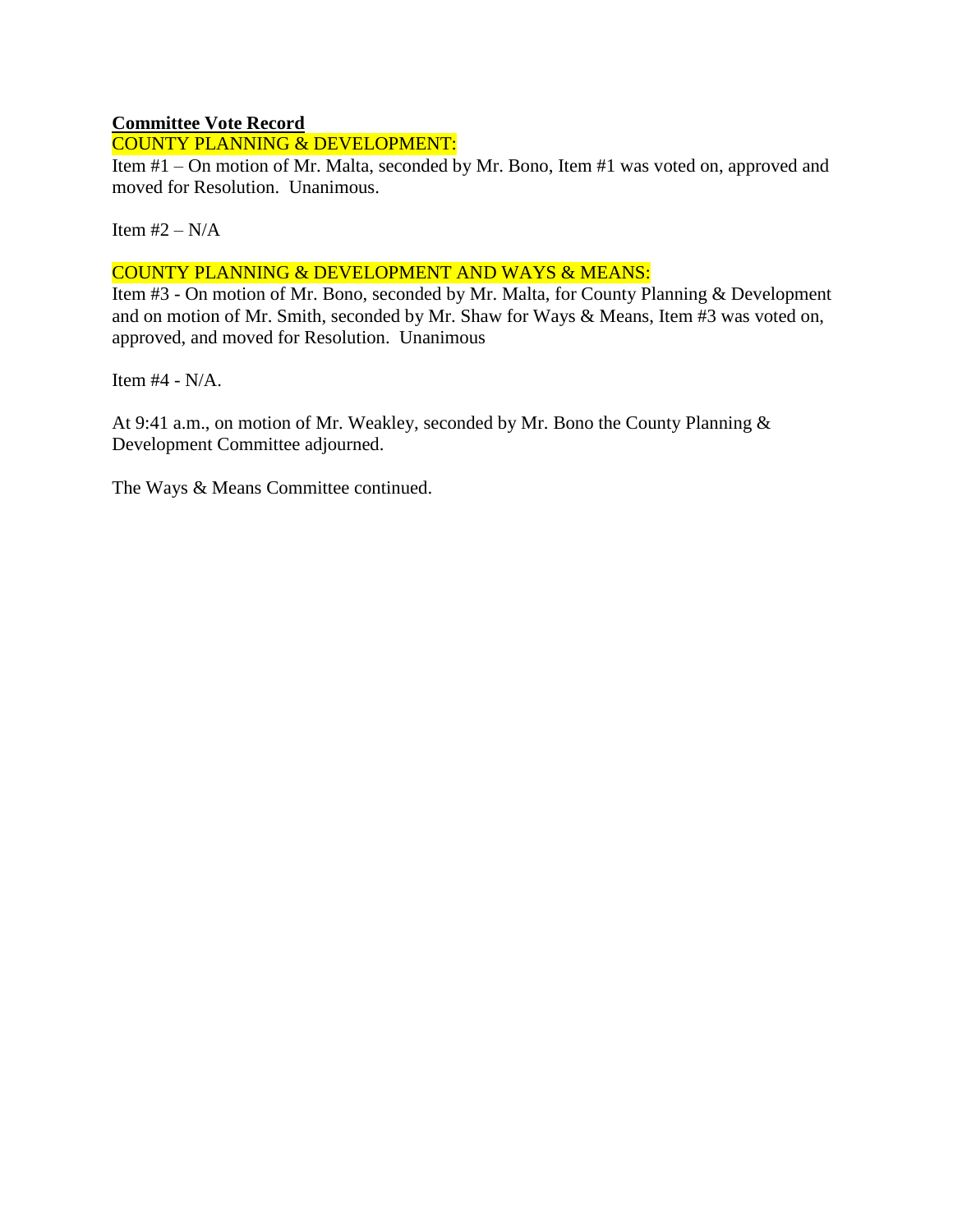**Committee Vote Record**

COUNTY PLANNING & DEVELOPMENT:

Item #1 – On motion of Mr. Malta, seconded by Mr. Bono, Item #1 was voted on, approved and moved for Resolution. Unanimous.

Item #2 – N/A

COUNTY PLANNING & DEVELOPMENT AND WAYS & MEANS:

Item #3 - On motion of Mr. Bono, seconded by Mr. Malta, for County Planning & Development and on motion of Mr. Smith, seconded by Mr. Shaw for Ways & Means, Item #3 was voted on, approved, and moved for Resolution. Unanimous

Item #4 - N/A.

At 9:41 a.m., on motion of Mr. Weakley, seconded by Mr. Bono the County Planning & Development Committee adjourned.

The Ways & Means Committee continued.